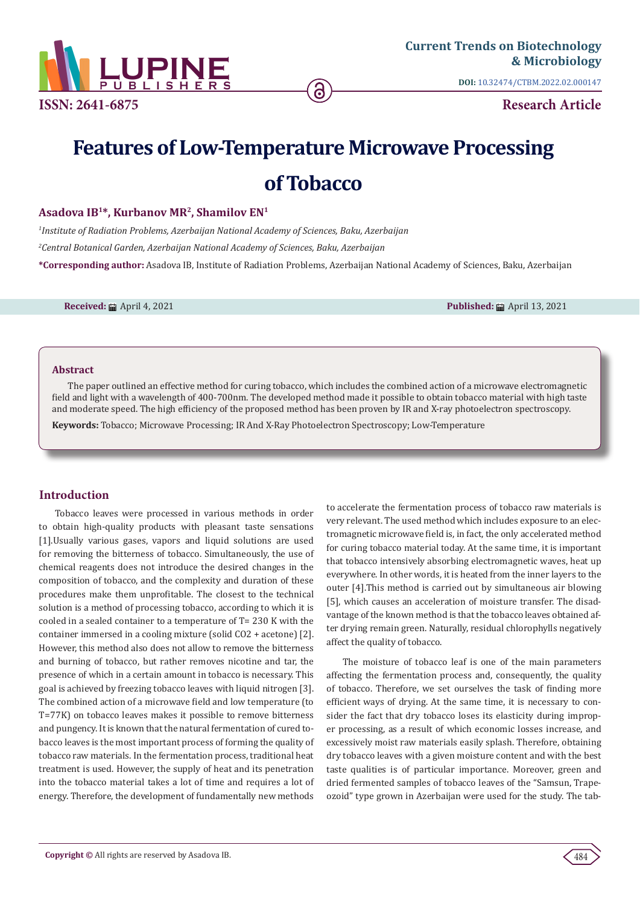Current Trends on Biotechnology & Microbiology

DOI: 10.32474/CTBM.2022.02.000147

ISSN: 2641-6875

Research Article

# Features of Low-Temperature Microwave Processing of Tobacco

**Asadova IB[1]\*, Kurbanov MR[2], Shamilov EN[1]**

*[1]Institute of Radiation Problems, Azerbaijan National Academy of Sciences, Baku, Azerbaijan*

*[2]Central Botanical Garden, Azerbaijan National Academy of Sciences, Baku, Azerbaijan*

**\*Corresponding author:** Asadova IB, Institute of Radiation Problems, Azerbaijan National Academy of Sciences, Baku, Azerbaijan

**Received:** April 4, 2021 **Published:** April 13, 2021

## Abstract

The paper outlined an effective method for curing tobacco, which includes the combined action of a microwave electromagnetic field and light with a wavelength of 400-700nm. The developed method made it possible to obtain tobacco material with high taste and moderate speed. The high efficiency of the proposed method has been proven by IR and X-ray photoelectron spectroscopy.

**Keywords:** Tobacco; Microwave Processing; IR And X-Ray Photoelectron Spectroscopy; Low-Temperature

## Introduction

Tobacco leaves were processed in various methods in order to obtain high-quality products with pleasant taste sensations [1].Usually various gases, vapors and liquid solutions are used for removing the bitterness of tobacco. Simultaneously, the use of chemical reagents does not introduce the desired changes in the composition of tobacco, and the complexity and duration of these procedures make them unprofitable. The closest to the technical solution is a method of processing tobacco, according to which it is cooled in a sealed container to a temperature of T= 230 K with the container immersed in a cooling mixture (solid CO2 + acetone) [2]. However, this method also does not allow to remove the bitterness and burning of tobacco, but rather removes nicotine and tar, the presence of which in a certain amount in tobacco is necessary. This goal is achieved by freezing tobacco leaves with liquid nitrogen [3]. The combined action of a microwave field and low temperature (to T=77K) on tobacco leaves makes it possible to remove bitterness and pungency. It is known that the natural fermentation of cured tobacco leaves is the most important process of forming the quality of tobacco raw materials. In the fermentation process, traditional heat treatment is used. However, the supply of heat and its penetration into the tobacco material takes a lot of time and requires a lot of energy. Therefore, the development of fundamentally new methods to accelerate the fermentation process of tobacco raw materials is very relevant. The used method which includes exposure to an electromagnetic microwave field is, in fact, the only accelerated method for curing tobacco material today. At the same time, it is important that tobacco intensively absorbing electromagnetic waves, heat up everywhere. In other words, it is heated from the inner layers to the outer [4].This method is carried out by simultaneous air blowing [5], which causes an acceleration of moisture transfer. The disadvantage of the known method is that the tobacco leaves obtained after drying remain green. Naturally, residual chlorophylls negatively affect the quality of tobacco.

The moisture of tobacco leaf is one of the main parameters affecting the fermentation process and, consequently, the quality of tobacco. Therefore, we set ourselves the task of finding more efficient ways of drying. At the same time, it is necessary to consider the fact that dry tobacco loses its elasticity during improper processing, as a result of which economic losses increase, and excessively moist raw materials easily splash. Therefore, obtaining dry tobacco leaves with a given moisture content and with the best taste qualities is of particular importance. Moreover, green and dried fermented samples of tobacco leaves of the "Samsun, Trapeozoid" type grown in Azerbaijan were used for the study. The tab-

**Copyright ©** All rights are reserved by Asadova IB.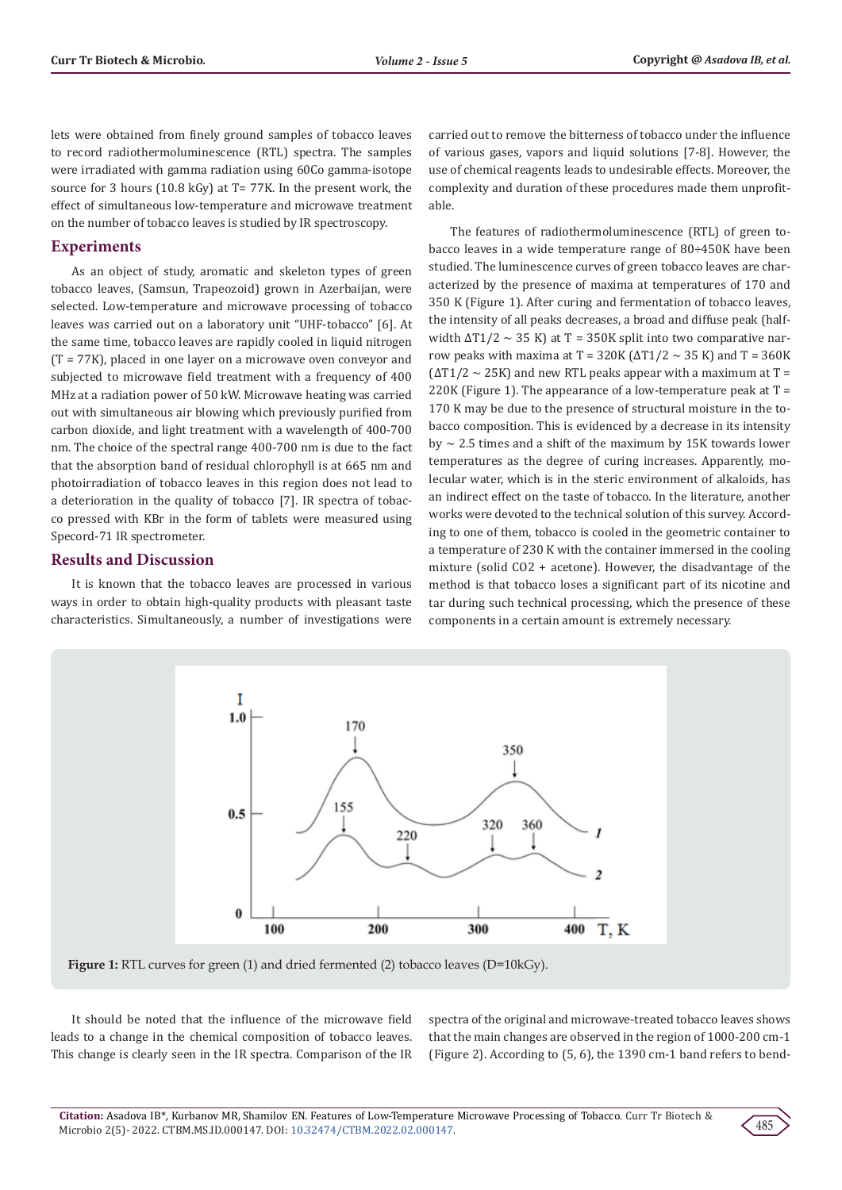lets were obtained from finely ground samples of tobacco leaves to record radiothermoluminescence (RTL) spectra. The samples were irradiated with gamma radiation using 60Co gamma-isotope source for 3 hours (10.8 kGy) at T= 77K. In the present work, the effect of simultaneous low-temperature and microwave treatment on the number of tobacco leaves is studied by IR spectroscopy.

## Experiments

As an object of study, aromatic and skeleton types of green tobacco leaves, (Samsun, Trapeozoid) grown in Azerbaijan, were selected. Low-temperature and microwave processing of tobacco leaves was carried out on a laboratory unit "UHF-tobacco" [6]. At the same time, tobacco leaves are rapidly cooled in liquid nitrogen (T = 77K), placed in one layer on a microwave oven conveyor and subjected to microwave field treatment with a frequency of 400 MHz at a radiation power of 50 kW. Microwave heating was carried out with simultaneous air blowing which previously purified from carbon dioxide, and light treatment with a wavelength of 400-700 nm. The choice of the spectral range 400-700 nm is due to the fact that the absorption band of residual chlorophyll is at 665 nm and photoirradiation of tobacco leaves in this region does not lead to a deterioration in the quality of tobacco [7]. IR spectra of tobacco pressed with KBr in the form of tablets were measured using Specord-71 IR spectrometer.

## Results and Discussion

It is known that the tobacco leaves are processed in various ways in order to obtain high-quality products with pleasant taste characteristics. Simultaneously, a number of investigations were carried out to remove the bitterness of tobacco under the influence of various gases, vapors and liquid solutions [7-8]. However, the use of chemical reagents leads to undesirable effects. Moreover, the complexity and duration of these procedures made them unprofitable.

The features of radiothermoluminescence (RTL) of green tobacco leaves in a wide temperature range of 80÷450K have been studied. The luminescence curves of green tobacco leaves are characterized by the presence of maxima at temperatures of 170 and 350 K (Figure 1). After curing and fermentation of tobacco leaves, the intensity of all peaks decreases, a broad and diffuse peak (half-width $\Delta T1/2 \sim 35$ K) at T = 350K split into two comparative narrow peaks with maxima at T = 320K ($\Delta T1/2 \sim 35$ K) and T = 360K ($\Delta T1/2 \sim 25$K) and new RTL peaks appear with a maximum at T = 220K (Figure 1). The appearance of a low-temperature peak at T = 170 K may be due to the presence of structural moisture in the tobacco composition. This is evidenced by a decrease in its intensity by ~ 2.5 times and a shift of the maximum by 15K towards lower temperatures as the degree of curing increases. Apparently, molecular water, which is in the steric environment of alkaloids, has an indirect effect on the taste of tobacco. In the literature, another works were devoted to the technical solution of this survey. According to one of them, tobacco is cooled in the geometric container to a temperature of 230 K with the container immersed in the cooling mixture (solid $CO_2$ + acetone). However, the disadvantage of the method is that tobacco loses a significant part of its nicotine and tar during such technical processing, which the presence of these components in a certain amount is extremely necessary.

**Figure 1:** RTL curves for green (1) and dried fermented (2) tobacco leaves (D=10kGy).

It should be noted that the influence of the microwave field leads to a change in the chemical composition of tobacco leaves. This change is clearly seen in the IR spectra. Comparison of the IR spectra of the original and microwave-treated tobacco leaves shows that the main changes are observed in the region of 1000-200 cm-1 (Figure 2). According to (5, 6), the 1390 cm-1 band refers to bend-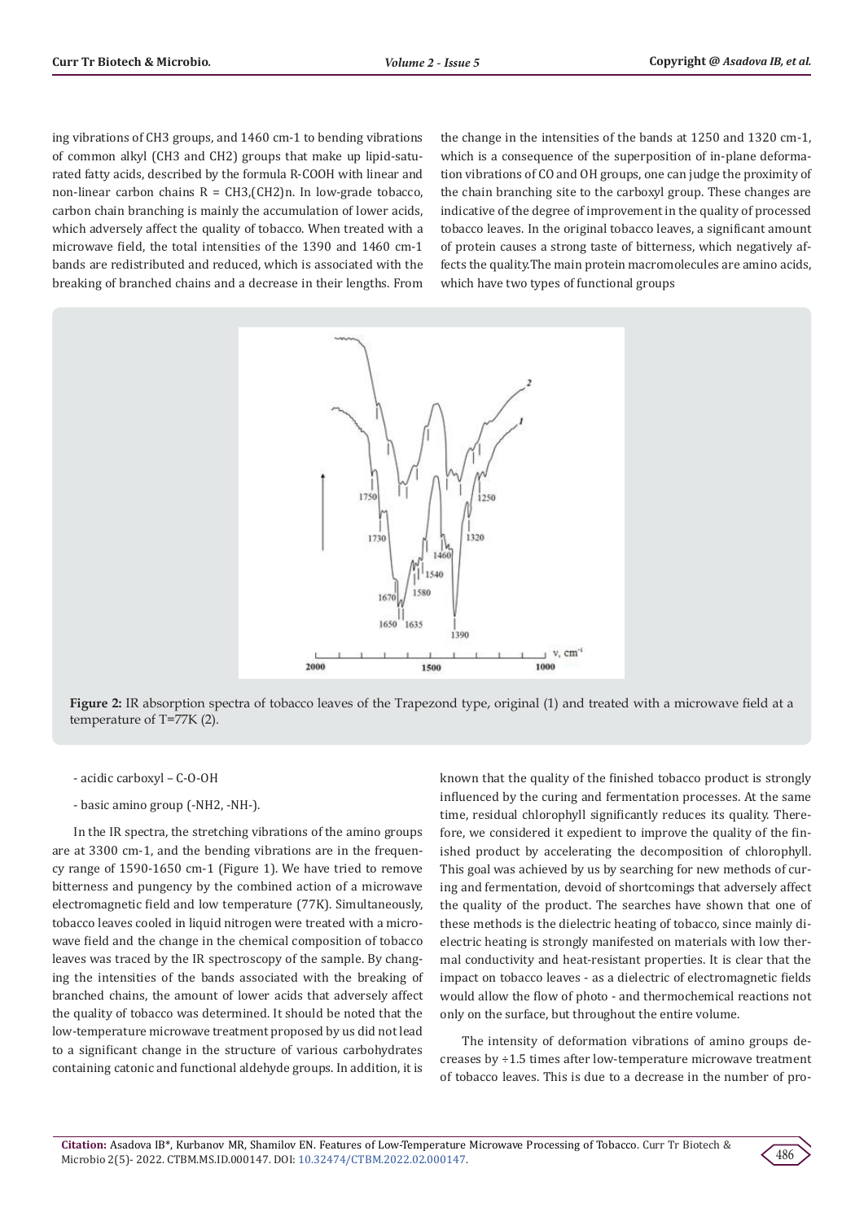ing vibrations of $CH_3$ groups, and 1460 cm-1 to bending vibrations of common alkyl ($CH_3$ and $CH_2$) groups that make up lipid-saturated fatty acids, described by the formula R-COOH with linear and non-linear carbon chains R = $CH_3$,$(CH_2)n$. In low-grade tobacco, carbon chain branching is mainly the accumulation of lower acids, which adversely affect the quality of tobacco. When treated with a microwave field, the total intensities of the 1390 and 1460 cm-1 bands are redistributed and reduced, which is associated with the breaking of branched chains and a decrease in their lengths. From the change in the intensities of the bands at 1250 and 1320 cm-1, which is a consequence of the superposition of in-plane deformation vibrations of CO and OH groups, one can judge the proximity of the chain branching site to the carboxyl group. These changes are indicative of the degree of improvement in the quality of processed tobacco leaves. In the original tobacco leaves, a significant amount of protein causes a strong taste of bitterness, which negatively affects the quality.The main protein macromolecules are amino acids, which have two types of functional groups

**Figure 2:** IR absorption spectra of tobacco leaves of the Trapezond type, original (1) and treated with a microwave field at a temperature of T=77K (2).

- acidic carboxyl – C-O-OH
- basic amino group ($-NH_2$, -NH-).

In the IR spectra, the stretching vibrations of the amino groups are at 3300 cm-1, and the bending vibrations are in the frequency range of 1590-1650 cm-1 (Figure 1). We have tried to remove bitterness and pungency by the combined action of a microwave electromagnetic field and low temperature (77K). Simultaneously, tobacco leaves cooled in liquid nitrogen were treated with a microwave field and the change in the chemical composition of tobacco leaves was traced by the IR spectroscopy of the sample. By changing the intensities of the bands associated with the breaking of branched chains, the amount of lower acids that adversely affect the quality of tobacco was determined. It should be noted that the low-temperature microwave treatment proposed by us did not lead to a significant change in the structure of various carbohydrates containing catonic and functional aldehyde groups. In addition, it is known that the quality of the finished tobacco product is strongly influenced by the curing and fermentation processes. At the same time, residual chlorophyll significantly reduces its quality. Therefore, we considered it expedient to improve the quality of the finished product by accelerating the decomposition of chlorophyll. This goal was achieved by us by searching for new methods of curing and fermentation, devoid of shortcomings that adversely affect the quality of the product. The searches have shown that one of these methods is the dielectric heating of tobacco, since mainly dielectric heating is strongly manifested on materials with low thermal conductivity and heat-resistant properties. It is clear that the impact on tobacco leaves - as a dielectric of electromagnetic fields would allow the flow of photo - and thermochemical reactions not only on the surface, but throughout the entire volume.

The intensity of deformation vibrations of amino groups decreases by ÷1.5 times after low-temperature microwave treatment of tobacco leaves. This is due to a decrease in the number of pro-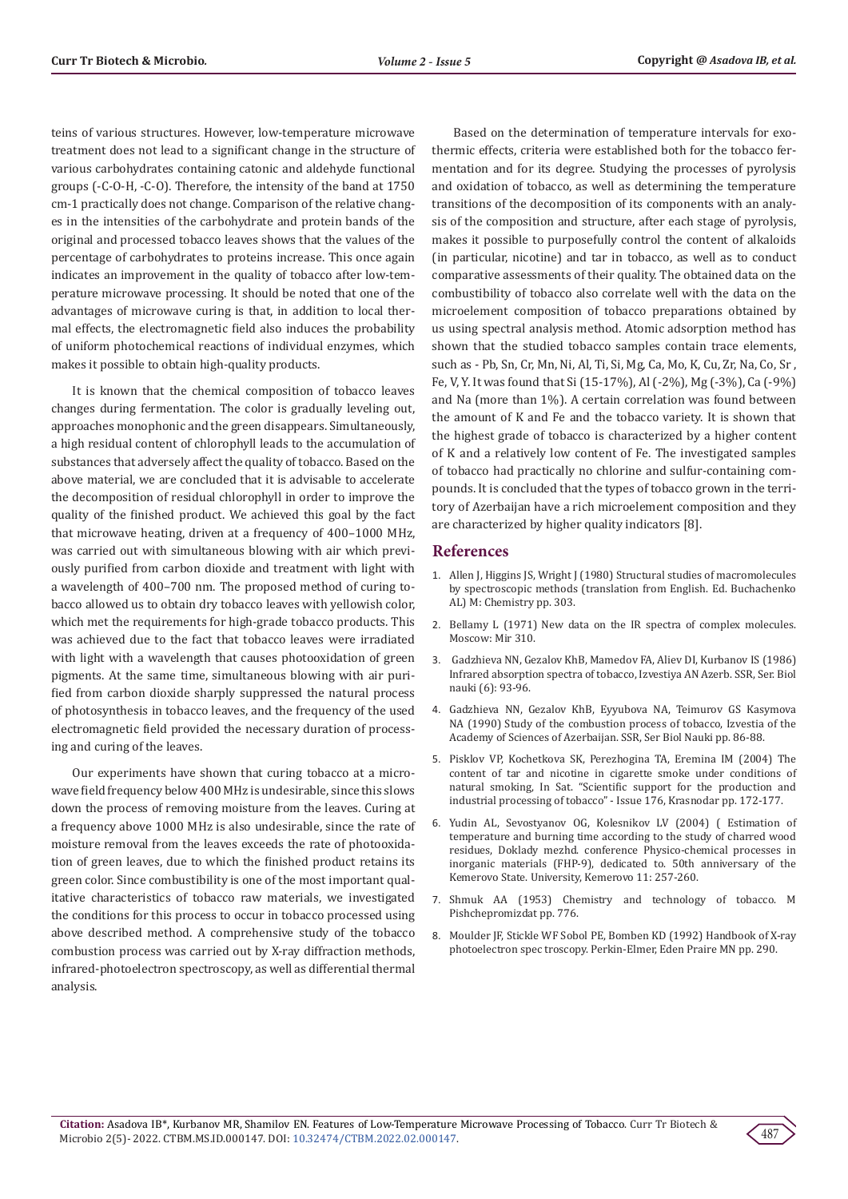teins of various structures. However, low-temperature microwave treatment does not lead to a significant change in the structure of various carbohydrates containing catonic and aldehyde functional groups (-C-O-H, -C-O). Therefore, the intensity of the band at 1750 cm-1 practically does not change. Comparison of the relative changes in the intensities of the carbohydrate and protein bands of the original and processed tobacco leaves shows that the values of the percentage of carbohydrates to proteins increase. This once again indicates an improvement in the quality of tobacco after low-temperature microwave processing. It should be noted that one of the advantages of microwave curing is that, in addition to local thermal effects, the electromagnetic field also induces the probability of uniform photochemical reactions of individual enzymes, which makes it possible to obtain high-quality products.

It is known that the chemical composition of tobacco leaves changes during fermentation. The color is gradually leveling out, approaches monophonic and the green disappears. Simultaneously, a high residual content of chlorophyll leads to the accumulation of substances that adversely affect the quality of tobacco. Based on the above material, we are concluded that it is advisable to accelerate the decomposition of residual chlorophyll in order to improve the quality of the finished product. We achieved this goal by the fact that microwave heating, driven at a frequency of 400–1000 MHz, was carried out with simultaneous blowing with air which previously purified from carbon dioxide and treatment with light with a wavelength of 400–700 nm. The proposed method of curing tobacco allowed us to obtain dry tobacco leaves with yellowish color, which met the requirements for high-grade tobacco products. This was achieved due to the fact that tobacco leaves were irradiated with light with a wavelength that causes photooxidation of green pigments. At the same time, simultaneous blowing with air purified from carbon dioxide sharply suppressed the natural process of photosynthesis in tobacco leaves, and the frequency of the used electromagnetic field provided the necessary duration of processing and curing of the leaves.

Our experiments have shown that curing tobacco at a microwave field frequency below 400 MHz is undesirable, since this slows down the process of removing moisture from the leaves. Curing at a frequency above 1000 MHz is also undesirable, since the rate of moisture removal from the leaves exceeds the rate of photooxidation of green leaves, due to which the finished product retains its green color. Since combustibility is one of the most important qualitative characteristics of tobacco raw materials, we investigated the conditions for this process to occur in tobacco processed using above described method. A comprehensive study of the tobacco combustion process was carried out by X-ray diffraction methods, infrared-photoelectron spectroscopy, as well as differential thermal analysis.

Based on the determination of temperature intervals for exothermic effects, criteria were established both for the tobacco fermentation and for its degree. Studying the processes of pyrolysis and oxidation of tobacco, as well as determining the temperature transitions of the decomposition of its components with an analysis of the composition and structure, after each stage of pyrolysis, makes it possible to purposefully control the content of alkaloids (in particular, nicotine) and tar in tobacco, as well as to conduct comparative assessments of their quality. The obtained data on the combustibility of tobacco also correlate well with the data on the microelement composition of tobacco preparations obtained by us using spectral analysis method. Atomic adsorption method has shown that the studied tobacco samples contain trace elements, such as - Pb, Sn, Cr, Mn, Ni, Al, Ti, Si, Mg, Ca, Mo, K, Cu, Zr, Na, Co, Sr , Fe, V, Y. It was found that Si (15-17%), Al (-2%), Mg (-3%), Ca (-9%) and Na (more than 1%). A certain correlation was found between the amount of K and Fe and the tobacco variety. It is shown that the highest grade of tobacco is characterized by a higher content of K and a relatively low content of Fe. The investigated samples of tobacco had practically no chlorine and sulfur-containing compounds. It is concluded that the types of tobacco grown in the territory of Azerbaijan have a rich microelement composition and they are characterized by higher quality indicators [8].

## References

1. Allen J, Higgins JS, Wright J (1980) Structural studies of macromolecules by spectroscopic methods (translation from English. Ed. Buchachenko AL) M: Chemistry pp. 303.
2. Bellamy L (1971) New data on the IR spectra of complex molecules. Moscow: Mir 310.
3. Gadzhieva NN, Gezalov KhB, Mamedov FA, Aliev DI, Kurbanov IS (1986) Infrared absorption spectra of tobacco, Izvestiya AN Azerb. SSR, Ser. Biol nauki (6): 93-96.
4. Gadzhieva NN, Gezalov KhB, Eyyubova NA, Teimurov GS Kasymova NA (1990) Study of the combustion process of tobacco, Izvestia of the Academy of Sciences of Azerbaijan. SSR, Ser Biol Nauki pp. 86-88.
5. Pisklov VP, Kochetkova SK, Perezhogina TA, Eremina IM (2004) The content of tar and nicotine in cigarette smoke under conditions of natural smoking, In Sat. "Scientific support for the production and industrial processing of tobacco" - Issue 176, Krasnodar pp. 172-177.
6. Yudin AL, Sevostyanov OG, Kolesnikov LV (2004) ( Estimation of temperature and burning time according to the study of charred wood residues, Doklady mezhd. conference Physico-chemical processes in inorganic materials (FHP-9), dedicated to. 50th anniversary of the Kemerovo State. University, Kemerovo 11: 257-260.
7. Shmuk AA (1953) Chemistry and technology of tobacco. M Pishchepromizdat pp. 776.
8. Moulder JF, Stickle WF Sobol PE, Bomben KD (1992) Handbook of X-ray photoelectron spec troscopy. Perkin-Elmer, Eden Prairie MN pp. 290.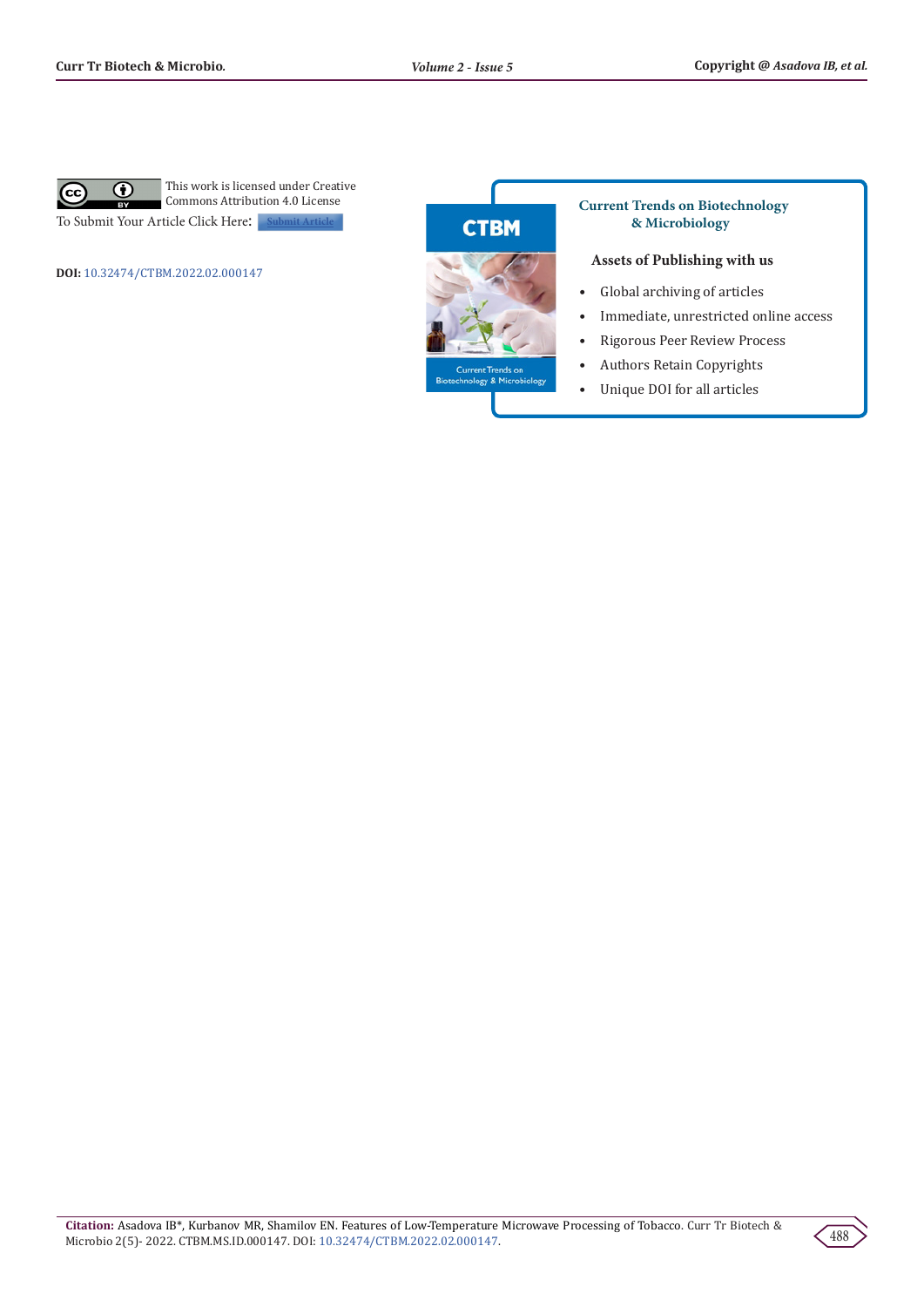This work is licensed under Creative Commons Attribution 4.0 License

To Submit Your Article Click Here: Submit Article

**DOI:** 10.32474/CTBM.2022.02.000147

**Current Trends on Biotechnology & Microbiology**

**Assets of Publishing with us**

- Global archiving of articles
- Immediate, unrestricted online access
- Rigorous Peer Review Process
- Authors Retain Copyrights
- Unique DOI for all articles

**Citation:** Asadova IB*, Kurbanov MR, Shamilov EN. Features of Low-Temperature Microwave Processing of Tobacco. Curr Tr Biotech & Microbio 2(5)- 2022. CTBM.MS.ID.000147. DOI: 10.32474/CTBM.2022.02.000147.